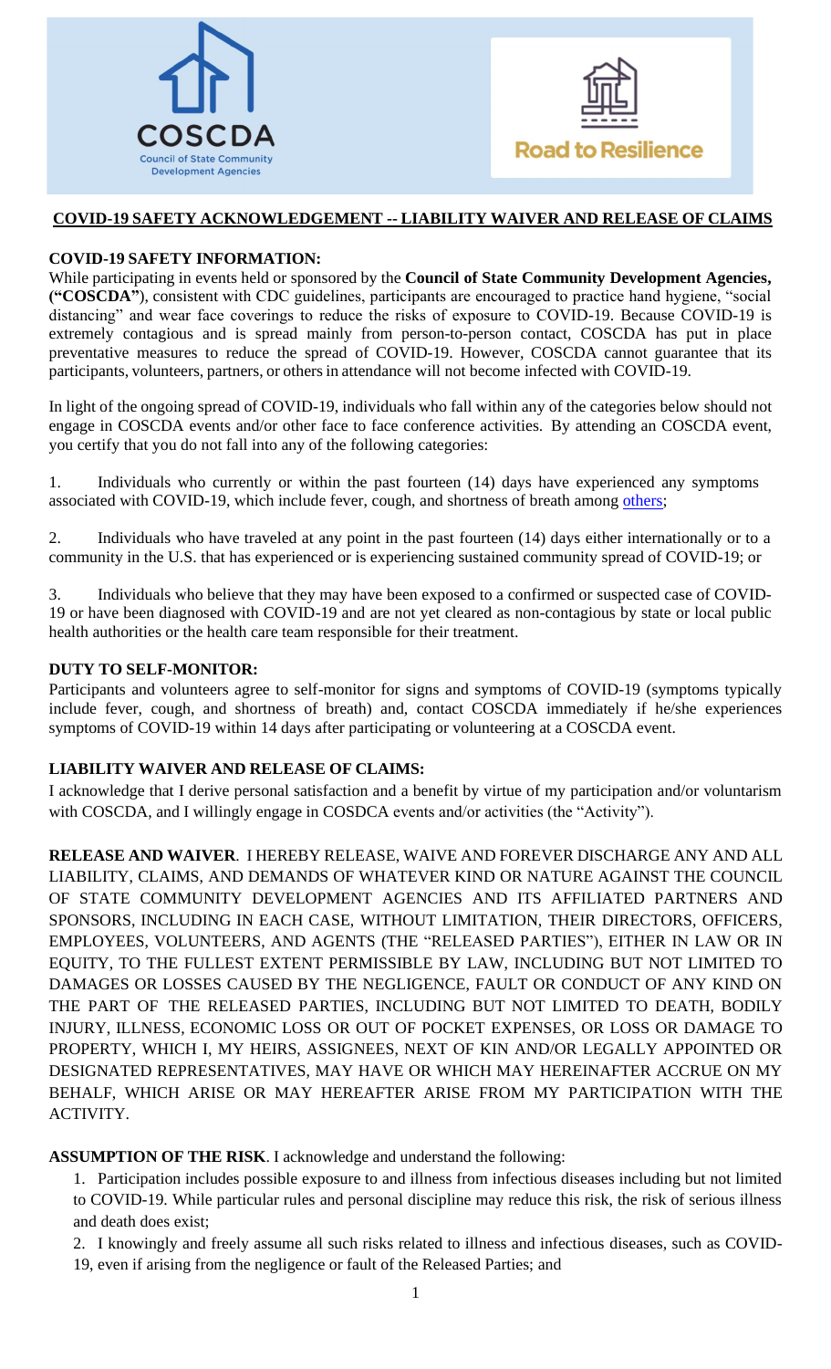COSCDA
Council of State Community Development Agencies

Road to Resilience

## COVID-19 SAFETY ACKNOWLEDGEMENT -- LIABILITY WAIVER AND RELEASE OF CLAIMS

**COVID-19 SAFETY INFORMATION:**

While participating in events held or sponsored by the **Council of State Community Development Agencies, ("COSCDA"**), consistent with CDC guidelines, participants are encouraged to practice hand hygiene, "social distancing" and wear face coverings to reduce the risks of exposure to COVID-19. Because COVID-19 is extremely contagious and is spread mainly from person-to-person contact, COSCDA has put in place preventative measures to reduce the spread of COVID-19. However, COSCDA cannot guarantee that its participants, volunteers, partners, or others in attendance will not become infected with COVID-19.

In light of the ongoing spread of COVID-19, individuals who fall within any of the categories below should not engage in COSCDA events and/or other face to face conference activities. By attending an COSCDA event, you certify that you do not fall into any of the following categories:

1. Individuals who currently or within the past fourteen (14) days have experienced any symptoms associated with COVID-19, which include fever, cough, and shortness of breath among others;

2. Individuals who have traveled at any point in the past fourteen (14) days either internationally or to a community in the U.S. that has experienced or is experiencing sustained community spread of COVID-19; or

3. Individuals who believe that they may have been exposed to a confirmed or suspected case of COVID-19 or have been diagnosed with COVID-19 and are not yet cleared as non-contagious by state or local public health authorities or the health care team responsible for their treatment.

**DUTY TO SELF-MONITOR:**

Participants and volunteers agree to self-monitor for signs and symptoms of COVID-19 (symptoms typically include fever, cough, and shortness of breath) and, contact COSCDA immediately if he/she experiences symptoms of COVID-19 within 14 days after participating or volunteering at a COSCDA event.

**LIABILITY WAIVER AND RELEASE OF CLAIMS:**

I acknowledge that I derive personal satisfaction and a benefit by virtue of my participation and/or voluntarism with COSCDA, and I willingly engage in COSDCA events and/or activities (the "Activity").

**RELEASE AND WAIVER**. I HEREBY RELEASE, WAIVE AND FOREVER DISCHARGE ANY AND ALL LIABILITY, CLAIMS, AND DEMANDS OF WHATEVER KIND OR NATURE AGAINST THE COUNCIL OF STATE COMMUNITY DEVELOPMENT AGENCIES AND ITS AFFILIATED PARTNERS AND SPONSORS, INCLUDING IN EACH CASE, WITHOUT LIMITATION, THEIR DIRECTORS, OFFICERS, EMPLOYEES, VOLUNTEERS, AND AGENTS (THE "RELEASED PARTIES"), EITHER IN LAW OR IN EQUITY, TO THE FULLEST EXTENT PERMISSIBLE BY LAW, INCLUDING BUT NOT LIMITED TO DAMAGES OR LOSSES CAUSED BY THE NEGLIGENCE, FAULT OR CONDUCT OF ANY KIND ON THE PART OF THE RELEASED PARTIES, INCLUDING BUT NOT LIMITED TO DEATH, BODILY INJURY, ILLNESS, ECONOMIC LOSS OR OUT OF POCKET EXPENSES, OR LOSS OR DAMAGE TO PROPERTY, WHICH I, MY HEIRS, ASSIGNEES, NEXT OF KIN AND/OR LEGALLY APPOINTED OR DESIGNATED REPRESENTATIVES, MAY HAVE OR WHICH MAY HEREINAFTER ACCRUE ON MY BEHALF, WHICH ARISE OR MAY HEREAFTER ARISE FROM MY PARTICIPATION WITH THE ACTIVITY.

**ASSUMPTION OF THE RISK**. I acknowledge and understand the following:

1. Participation includes possible exposure to and illness from infectious diseases including but not limited to COVID-19. While particular rules and personal discipline may reduce this risk, the risk of serious illness and death does exist;

2. I knowingly and freely assume all such risks related to illness and infectious diseases, such as COVID-19, even if arising from the negligence or fault of the Released Parties; and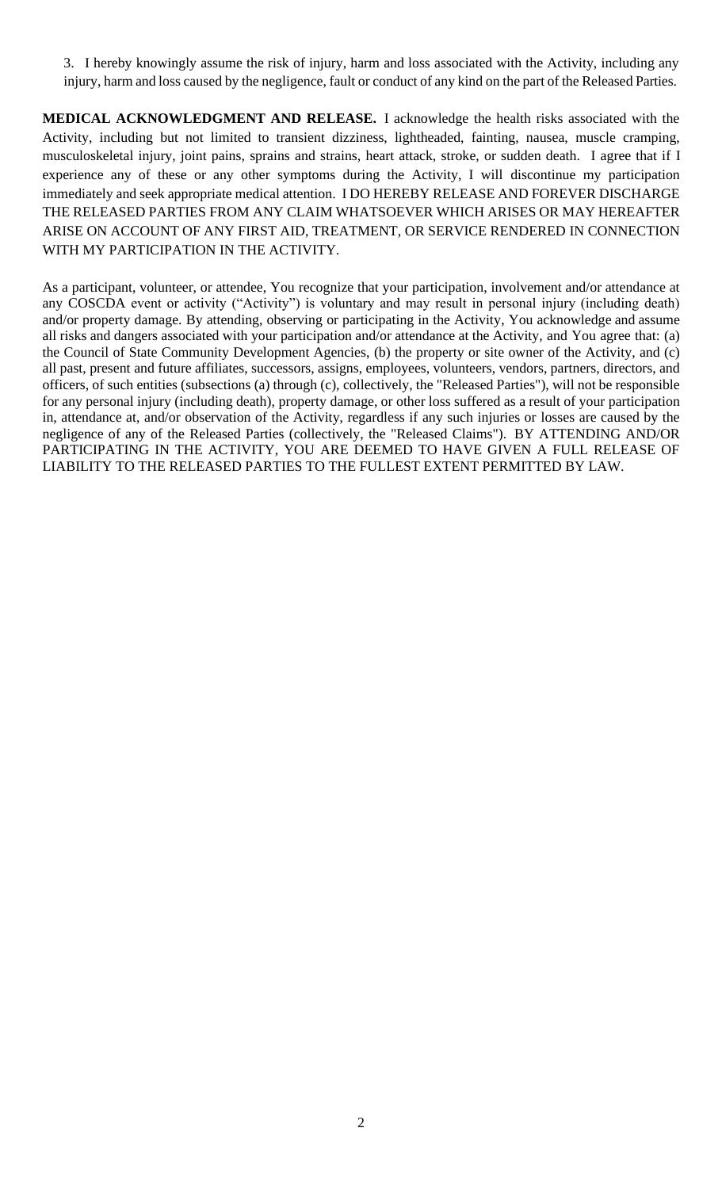3. I hereby knowingly assume the risk of injury, harm and loss associated with the Activity, including any injury, harm and loss caused by the negligence, fault or conduct of any kind on the part of the Released Parties.

**MEDICAL ACKNOWLEDGMENT AND RELEASE.** I acknowledge the health risks associated with the Activity, including but not limited to transient dizziness, lightheaded, fainting, nausea, muscle cramping, musculoskeletal injury, joint pains, sprains and strains, heart attack, stroke, or sudden death. I agree that if I experience any of these or any other symptoms during the Activity, I will discontinue my participation immediately and seek appropriate medical attention. I DO HEREBY RELEASE AND FOREVER DISCHARGE THE RELEASED PARTIES FROM ANY CLAIM WHATSOEVER WHICH ARISES OR MAY HEREAFTER ARISE ON ACCOUNT OF ANY FIRST AID, TREATMENT, OR SERVICE RENDERED IN CONNECTION WITH MY PARTICIPATION IN THE ACTIVITY.

As a participant, volunteer, or attendee, You recognize that your participation, involvement and/or attendance at any COSCDA event or activity ("Activity") is voluntary and may result in personal injury (including death) and/or property damage. By attending, observing or participating in the Activity, You acknowledge and assume all risks and dangers associated with your participation and/or attendance at the Activity, and You agree that: (a) the Council of State Community Development Agencies, (b) the property or site owner of the Activity, and (c) all past, present and future affiliates, successors, assigns, employees, volunteers, vendors, partners, directors, and officers, of such entities (subsections (a) through (c), collectively, the "Released Parties"), will not be responsible for any personal injury (including death), property damage, or other loss suffered as a result of your participation in, attendance at, and/or observation of the Activity, regardless if any such injuries or losses are caused by the negligence of any of the Released Parties (collectively, the "Released Claims"). BY ATTENDING AND/OR PARTICIPATING IN THE ACTIVITY, YOU ARE DEEMED TO HAVE GIVEN A FULL RELEASE OF LIABILITY TO THE RELEASED PARTIES TO THE FULLEST EXTENT PERMITTED BY LAW.